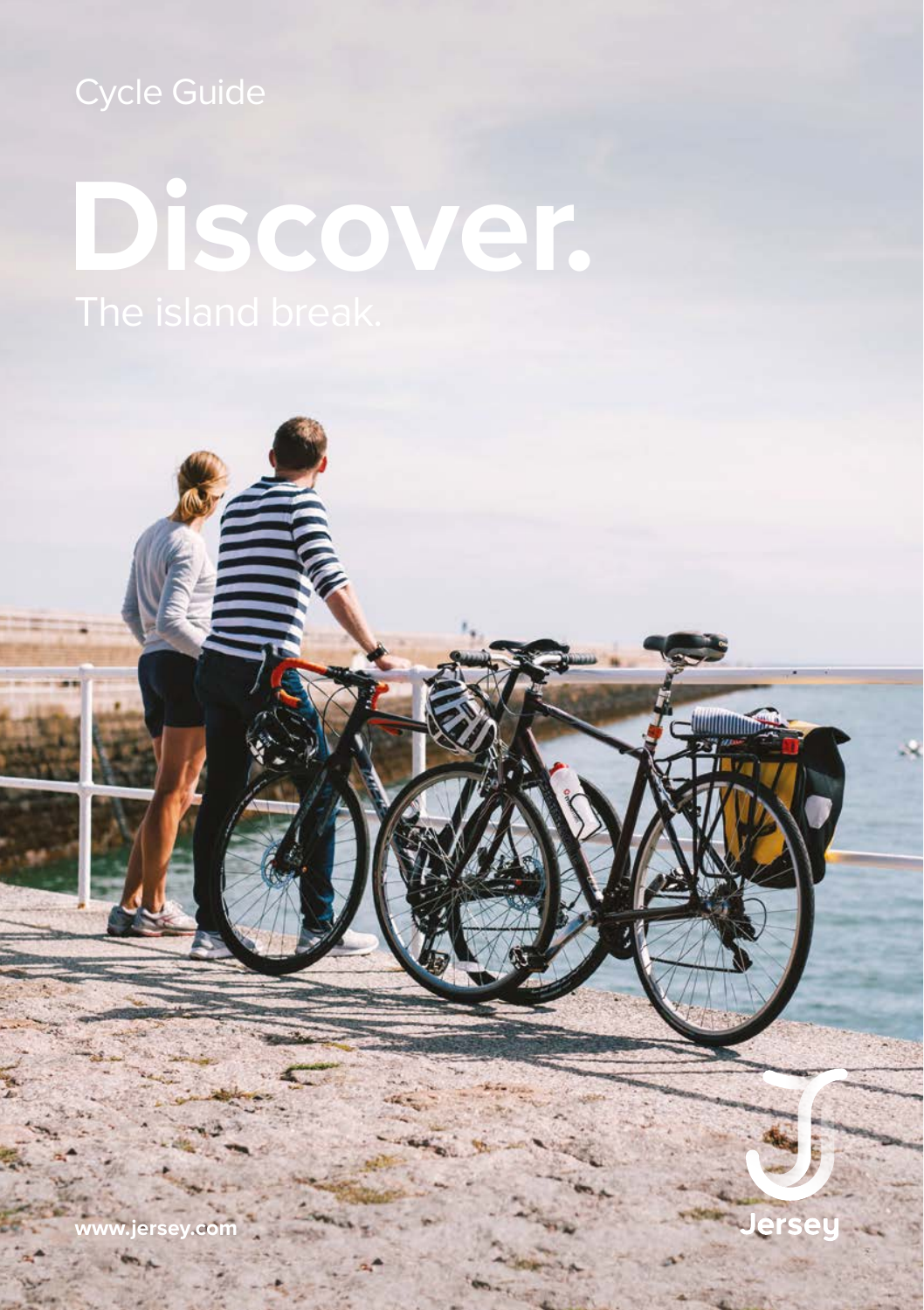Cycle Guide

# Discover.

The island break.

www.jersey.com

Jersey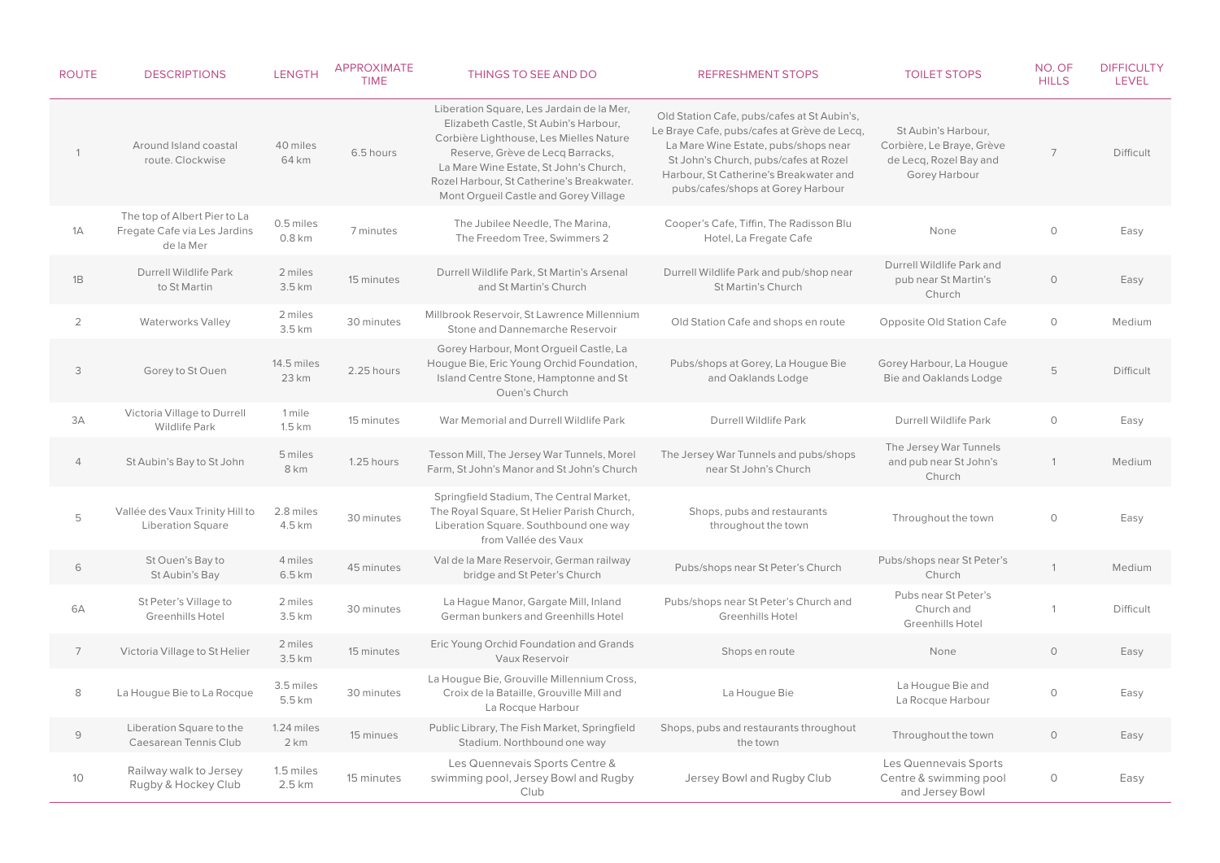| ROUTE | DESCRIPTIONS | LENGTH | APPROXIMATE TIME | THINGS TO SEE AND DO | REFRESHMENT STOPS | TOILET STOPS | NO. OF HILLS | DIFFICULTY LEVEL |
|---|---|---|---|---|---|---|---|---|
| 1 | Around Island coastal route. Clockwise | 40 miles 64 km | 6.5 hours | Liberation Square, Les Jardain de la Mer, Elizabeth Castle, St Aubin's Harbour, Corbière Lighthouse, Les Mielles Nature Reserve, Grève de Lecq Barracks, La Mare Wine Estate, St John's Church, Rozel Harbour, St Catherine's Breakwater. Mont Orgueil Castle and Gorey Village | Old Station Cafe, pubs/cafes at St Aubin's, Le Braye Cafe, pubs/cafes at Grève de Lecq, La Mare Wine Estate, pubs/shops near St John's Church, pubs/cafes at Rozel Harbour, St Catherine's Breakwater and pubs/cafes/shops at Gorey Harbour | St Aubin's Harbour, Corbière, Le Braye, Grève de Lecq, Rozel Bay and Gorey Harbour | 7 | Difficult |
| 1A | The top of Albert Pier to La Fregate Cafe via Les Jardins de la Mer | 0.5 miles 0.8 km | 7 minutes | The Jubilee Needle, The Marina, The Freedom Tree, Swimmers 2 | Cooper's Cafe, Tiffin, The Radisson Blu Hotel, La Fregate Cafe | None | 0 | Easy |
| 1B | Durrell Wildlife Park to St Martin | 2 miles 3.5 km | 15 minutes | Durrell Wildlife Park, St Martin's Arsenal and St Martin's Church | Durrell Wildlife Park and pub/shop near St Martin's Church | Durrell Wildlife Park and pub near St Martin's Church | 0 | Easy |
| 2 | Waterworks Valley | 2 miles 3.5 km | 30 minutes | Millbrook Reservoir, St Lawrence Millennium Stone and Dannemarche Reservoir | Old Station Cafe and shops en route | Opposite Old Station Cafe | 0 | Medium |
| 3 | Gorey to St Ouen | 14.5 miles 23 km | 2.25 hours | Gorey Harbour, Mont Orgueil Castle, La Hougue Bie, Eric Young Orchid Foundation, Island Centre Stone, Hamptonne and St Ouen's Church | Pubs/shops at Gorey, La Hougue Bie and Oaklands Lodge | Gorey Harbour, La Hougue Bie and Oaklands Lodge | 5 | Difficult |
| 3A | Victoria Village to Durrell Wildlife Park | 1 mile 1.5 km | 15 minutes | War Memorial and Durrell Wildlife Park | Durrell Wildlife Park | Durrell Wildlife Park | 0 | Easy |
| 4 | St Aubin's Bay to St John | 5 miles 8 km | 1.25 hours | Tesson Mill, The Jersey War Tunnels, Morel Farm, St John's Manor and St John's Church | The Jersey War Tunnels and pubs/shops near St John's Church | The Jersey War Tunnels and pub near St John's Church | 1 | Medium |
| 5 | Vallée des Vaux Trinity Hill to Liberation Square | 2.8 miles 4.5 km | 30 minutes | Springfield Stadium, The Central Market, The Royal Square, St Helier Parish Church, Liberation Square. Southbound one way from Vallée des Vaux | Shops, pubs and restaurants throughout the town | Throughout the town | 0 | Easy |
| 6 | St Ouen's Bay to St Aubin's Bay | 4 miles 6.5 km | 45 minutes | Val de la Mare Reservoir, German railway bridge and St Peter's Church | Pubs/shops near St Peter's Church | Pubs/shops near St Peter's Church | 1 | Medium |
| 6A | St Peter's Village to Greenhills Hotel | 2 miles 3.5 km | 30 minutes | La Hague Manor, Gargate Mill, Inland German bunkers and Greenhills Hotel | Pubs/shops near St Peter's Church and Greenhills Hotel | Pubs near St Peter's Church and Greenhills Hotel | 1 | Difficult |
| 7 | Victoria Village to St Helier | 2 miles 3.5 km | 15 minutes | Eric Young Orchid Foundation and Grands Vaux Reservoir | Shops en route | None | 0 | Easy |
| 8 | La Hougue Bie to La Rocque | 3.5 miles 5.5 km | 30 minutes | La Hougue Bie, Grouville Millennium Cross, Croix de la Bataille, Grouville Mill and La Rocque Harbour | La Hougue Bie | La Hougue Bie and La Rocque Harbour | 0 | Easy |
| 9 | Liberation Square to the Caesarean Tennis Club | 1.24 miles 2 km | 15 minues | Public Library, The Fish Market, Springfield Stadium. Northbound one way | Shops, pubs and restaurants throughout the town | Throughout the town | 0 | Easy |
| 10 | Railway walk to Jersey Rugby & Hockey Club | 1.5 miles 2.5 km | 15 minutes | Les Quennevais Sports Centre & swimming pool, Jersey Bowl and Rugby Club | Jersey Bowl and Rugby Club | Les Quennevais Sports Centre & swimming pool and Jersey Bowl | 0 | Easy |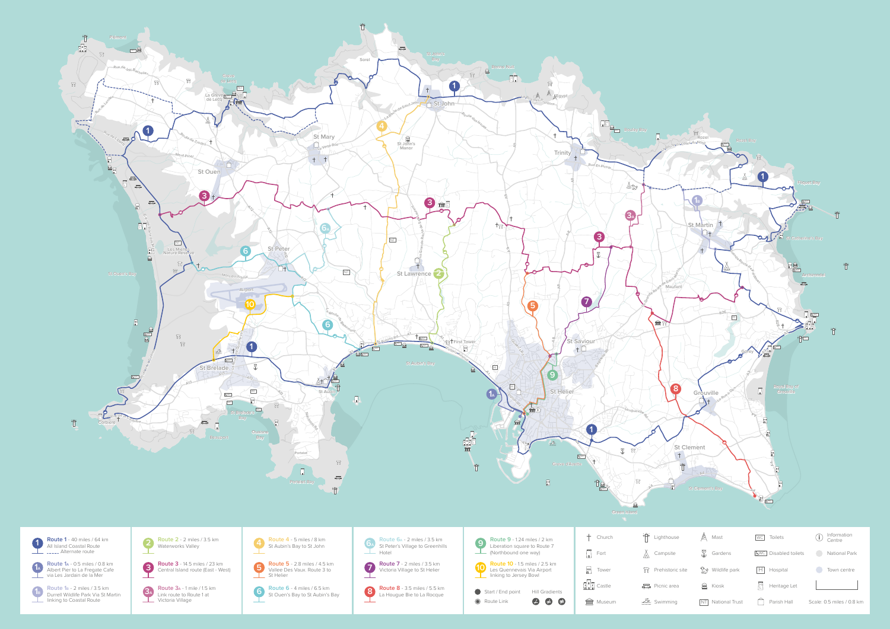Route 1 - 40 miles / 64 km
All Island Coastal Route
------ Alternate route

Route 1A - 0.5 miles / 0.8 km
Albert Pier to La Fregate Cafe via Les Jardain de la Mer

Route 1B - 2 miles / 3.5 km
Durrell Wildlife Park Via St Martin linking to Coastal Route

Route 2 - 2 miles / 3.5 km
Waterworks Valley

Route 3 - 14.5 miles / 23 km
Central Island route (East - West)

Route 3A - 1 mile / 1.5 km
Link route to Route 1 at Victoria Village

Route 4 - 5 miles / 8 km
St Aubin's Bay to St John

Route 5 - 2.8 miles / 4.5 km
Vallee Des Vaux. Route 3 to St Helier

Route 6 - 4 miles / 6.5 km
St Ouen's Bay to St Aubin's Bay

Route 6A - 2 miles / 3.5 km
St Peter's Village to Greenhills Hotel

Route 7 - 2 miles / 3.5 km
Victoria Village to St Helier

Route 8 - 3.5 miles / 5.5 km
La Hougue Bie to La Rocque

Route 9 - 1.24 miles / 2 km
Liberation square to Route 7 (Northbound one way)

Route 10 - 1.5 miles / 2.5 km
Les Quennevais Via Airport linking to Jersey Bowl

Start / End point
Route Link

Hill Gradients

Church
Fort
Tower
Castle
Museum
Lighthouse
Campsite
Prehistoric site
Picnic area
Swimming
Mast
Gardens
Wildlife park
Kiosk
National Trust
Toilets
Disabled toilets
Hospital
Heritage Let
Parish Hall
Information Centre
National Park
Town centre

Scale: 0.5 miles / 0.8 km